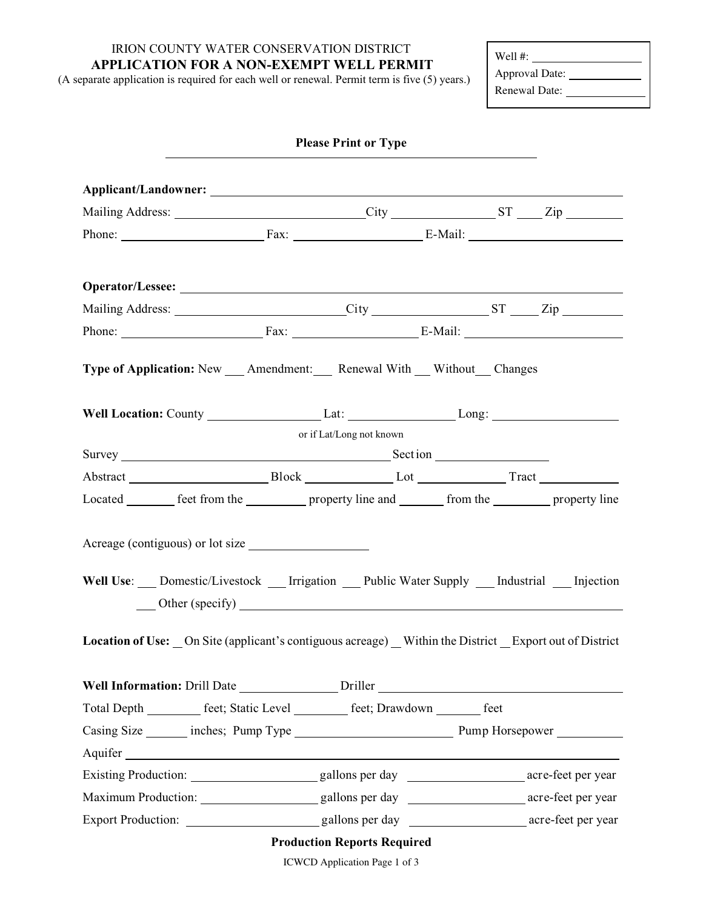IRION COUNTY WATER CONSERVATION DISTRICT

# APPLICATION FOR A NON-EXEMPT WELL PERMIT

(A separate application is required for each well or renewal. Permit term is five (5) years.)

Well #: ____________________
Approval Date: ______________
Renewal Date: ______________

**Please Print or Type**

**Applicant/Landowner:** ____________________________________________

Mailing Address: ______________________ City ______________ ST ____ Zip ________

Phone: __________________ Fax: ________________ E-Mail: ____________________

**Operator/Lessee:** ____________________________________________

Mailing Address: ______________________ City ______________ ST ____ Zip ________

Phone: __________________ Fax: ________________ E-Mail: ____________________

**Type of Application:** New ___ Amendment:___ Renewal With ___ Without___ Changes

**Well Location:** County ______________ Lat: ______________ Long: ______________

or if Lat/Long not known

Survey ____________________________________ Section ______________

Abstract __________________ Block ____________ Lot ____________ Tract ____________

Located _______ feet from the ________ property line and _______ from the ________ property line

Acreage (contiguous) or lot size ________________

**Well Use**: ___ Domestic/Livestock ___ Irrigation ___ Public Water Supply ___ Industrial ___ Injection
___ Other (specify) ____________________________________________

**Location of Use:** __ On Site (applicant's contiguous acreage) __ Within the District __ Export out of District

**Well Information:** Drill Date ______________ Driller ______________________________

Total Depth ________ feet; Static Level ________ feet; Drawdown _______ feet

Casing Size ______ inches; Pump Type ______________________ Pump Horsepower __________

Aquifer ____________________________________________

Existing Production: __________________ gallons per day __________________ acre-feet per year

Maximum Production: __________________ gallons per day __________________ acre-feet per year

Export Production: __________________ gallons per day __________________ acre-feet per year

**Production Reports Required**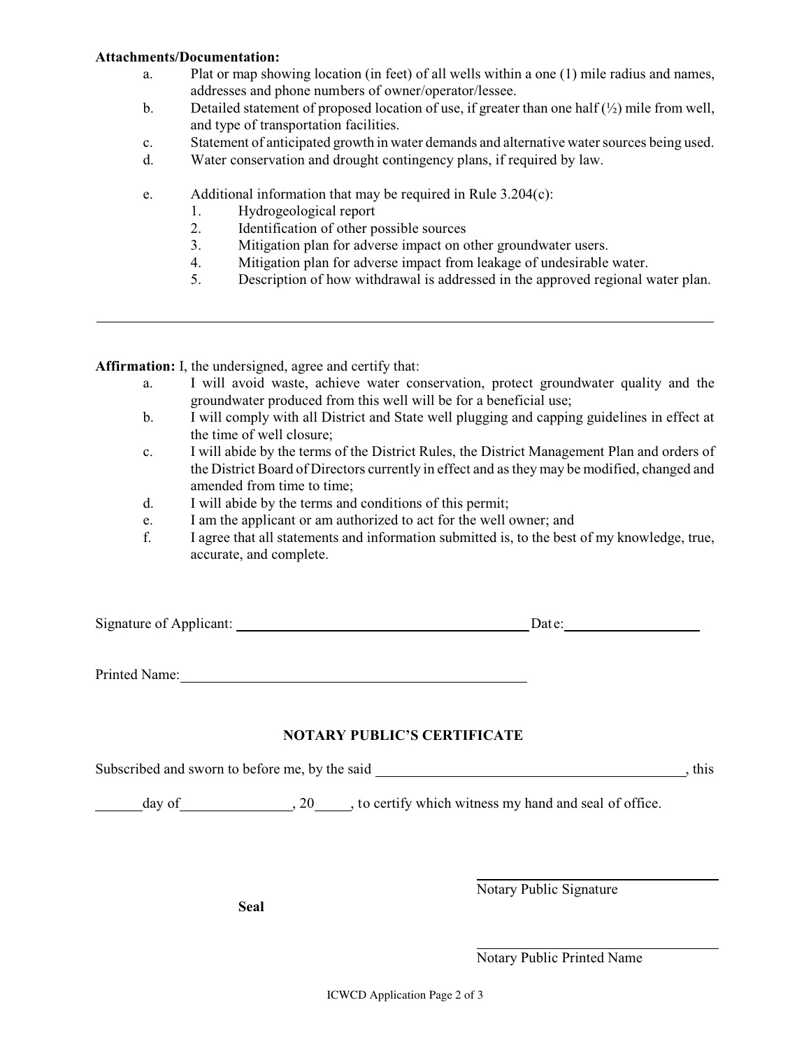**Attachments/Documentation:**

a. Plat or map showing location (in feet) of all wells within a one (1) mile radius and names, addresses and phone numbers of owner/operator/lessee.

b. Detailed statement of proposed location of use, if greater than one half (½) mile from well, and type of transportation facilities.

c. Statement of anticipated growth in water demands and alternative water sources being used.

d. Water conservation and drought contingency plans, if required by law.

e. Additional information that may be required in Rule 3.204(c):
   1. Hydrogeological report
   2. Identification of other possible sources
   3. Mitigation plan for adverse impact on other groundwater users.
   4. Mitigation plan for adverse impact from leakage of undesirable water.
   5. Description of how withdrawal is addressed in the approved regional water plan.

---

**Affirmation:** I, the undersigned, agree and certify that:

a. I will avoid waste, achieve water conservation, protect groundwater quality and the groundwater produced from this well will be for a beneficial use;

b. I will comply with all District and State well plugging and capping guidelines in effect at the time of well closure;

c. I will abide by the terms of the District Rules, the District Management Plan and orders of the District Board of Directors currently in effect and as they may be modified, changed and amended from time to time;

d. I will abide by the terms and conditions of this permit;

e. I am the applicant or am authorized to act for the well owner; and

f. I agree that all statements and information submitted is, to the best of my knowledge, true, accurate, and complete.

Signature of Applicant: ________________________________________ Date: ____________________

Printed Name: ________________________________________________

**NOTARY PUBLIC'S CERTIFICATE**

Subscribed and sworn to before me, by the said ____________________________________________, this

_______day of________________, 20_____, to certify which witness my hand and seal of office.

**Seal**

_______________________________
Notary Public Signature

_______________________________
Notary Public Printed Name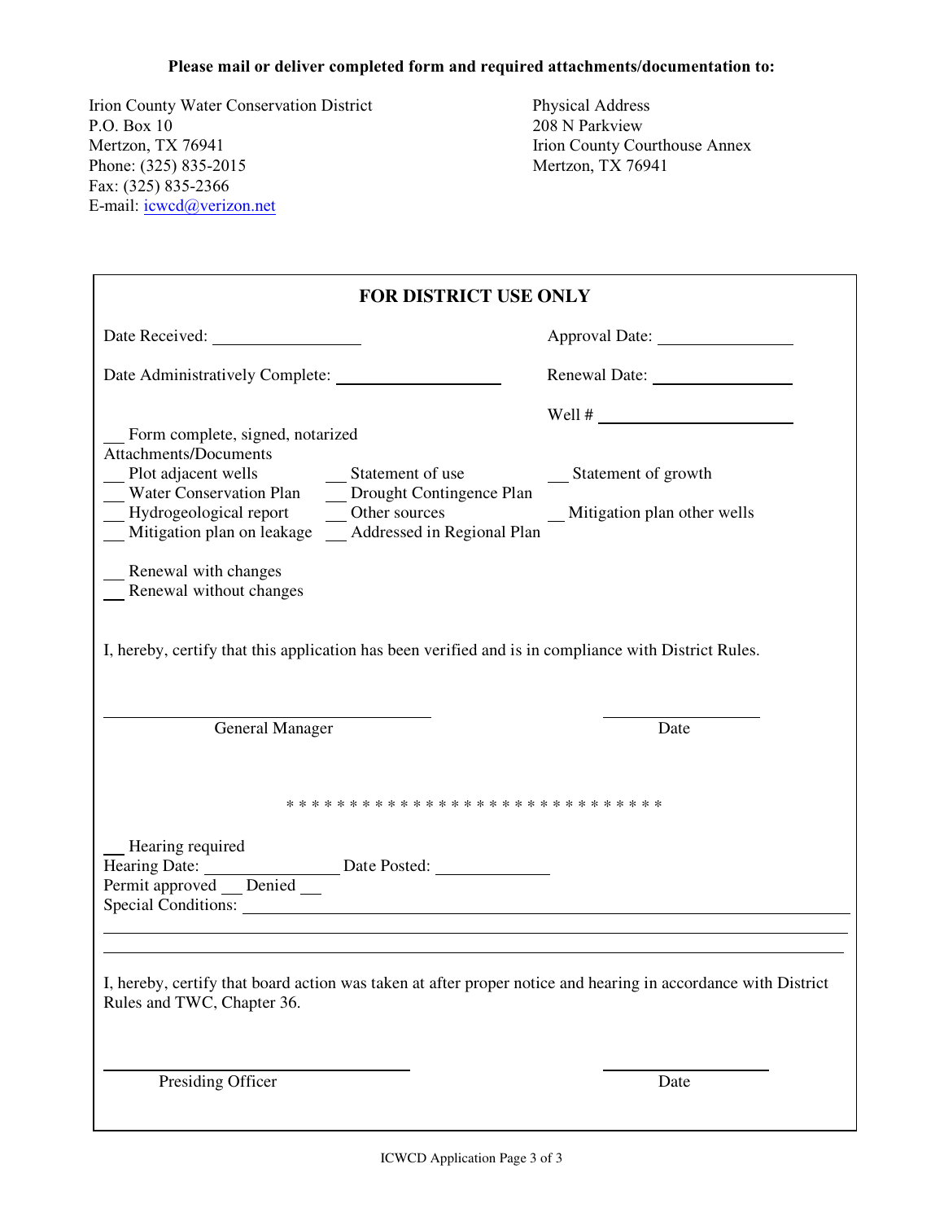**Please mail or deliver completed form and required attachments/documentation to:**

Irion County Water Conservation District
P.O. Box 10
Mertzon, TX 76941
Phone: (325) 835-2015
Fax: (325) 835-2366
E-mail: icwcd@verizon.net

Physical Address
208 N Parkview
Irion County Courthouse Annex
Mertzon, TX 76941

## FOR DISTRICT USE ONLY

Date Received: ________________ Approval Date: ________________

Date Administratively Complete: ________________ Renewal Date: ________________

Well # ______________________

__ Form complete, signed, notarized

Attachments/Documents

__ Plot adjacent wells __ Statement of use __ Statement of growth

__ Water Conservation Plan __ Drought Contingence Plan

__ Hydrogeological report __ Other sources __ Mitigation plan other wells

__ Mitigation plan on leakage __ Addressed in Regional Plan

__ Renewal with changes

__ Renewal without changes

I, hereby, certify that this application has been verified and is in compliance with District Rules.

______________________________ General Manager ________________ Date

* * * * * * * * * * * * * * * * * * * * * * * * * * * * * *

__ Hearing required

Hearing Date: ______________ Date Posted: ____________

Permit approved __ Denied __

Special Conditions: ________________________________________________

________________________________________________________________

________________________________________________________________

I, hereby, certify that board action was taken at after proper notice and hearing in accordance with District Rules and TWC, Chapter 36.

______________________________ Presiding Officer ________________ Date